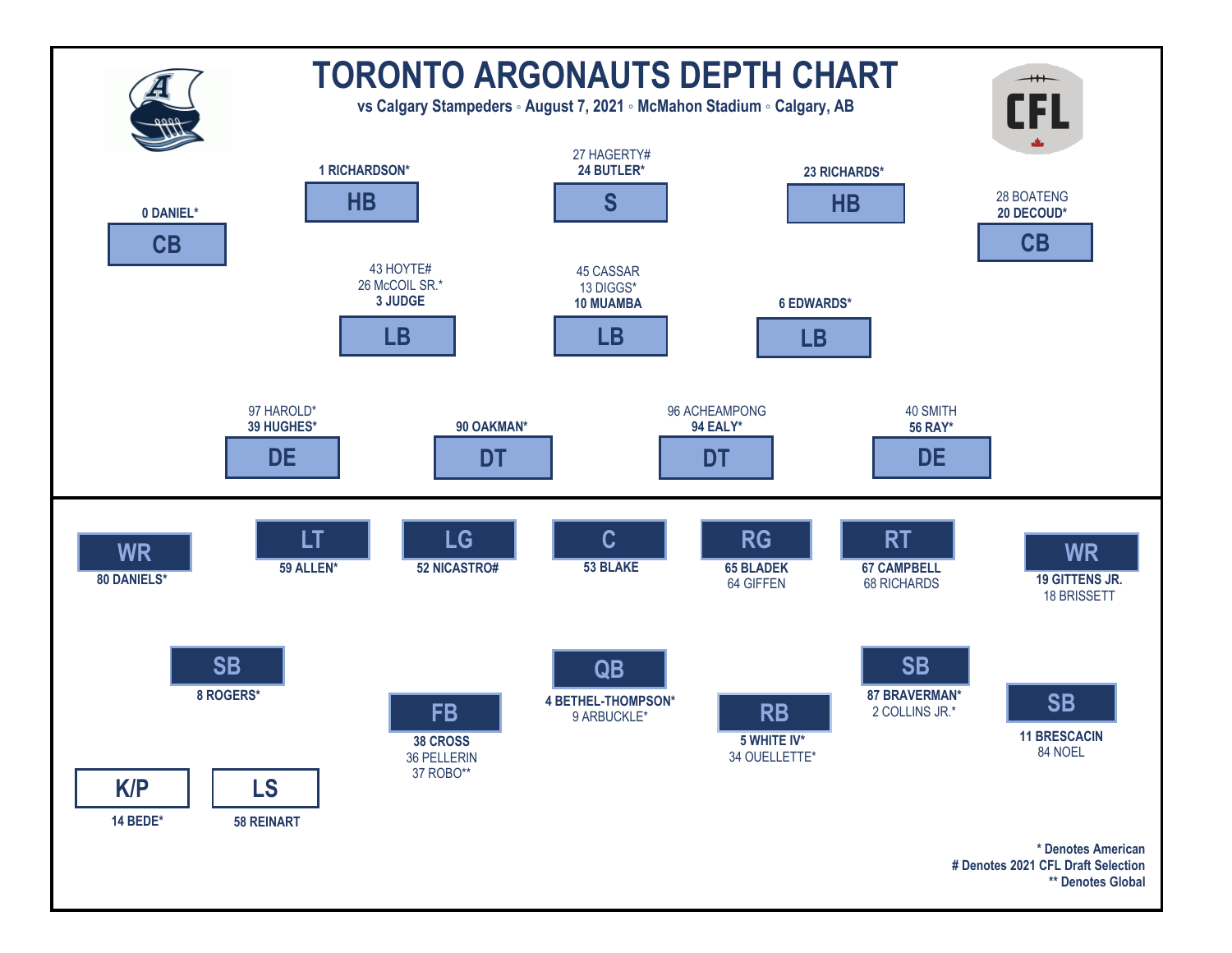# TORONTO ARGONAUTS DEPTH CHART

**vs Calgary Stampeders ◦ August 7, 2021 ◦ McMahon Stadium ◦ Calgary, AB**

## Defence

| Position | Starter | Backups |
|---|---|---|
| CB | **0 DANIEL*** | |
| HB | **1 RICHARDSON*** | |
| S | **24 BUTLER*** | 27 HAGERTY# |
| HB | **23 RICHARDS*** | |
| CB | **20 DECOUD*** | 28 BOATENG |
| LB | **3 JUDGE** | 26 McCOIL SR.*, 43 HOYTE# |
| LB | **10 MUAMBA** | 13 DIGGS*, 45 CASSAR |
| LB | **6 EDWARDS*** | |
| DE | **39 HUGHES*** | 97 HAROLD* |
| DT | **90 OAKMAN*** | |
| DT | **94 EALY*** | 96 ACHEAMPONG |
| DE | **56 RAY*** | 40 SMITH |

## Offence

| Position | Starter | Backups |
|---|---|---|
| WR | **80 DANIELS*** | |
| LT | **59 ALLEN*** | |
| LG | **52 NICASTRO#** | |
| C | **53 BLAKE** | |
| RG | **65 BLADEK** | 64 GIFFEN |
| RT | **67 CAMPBELL** | 68 RICHARDS |
| WR | **19 GITTENS JR.** | 18 BRISSETT |
| SB | **8 ROGERS*** | |
| FB | **38 CROSS** | 36 PELLERIN, 37 ROBO** |
| QB | **4 BETHEL-THOMPSON*** | 9 ARBUCKLE* |
| RB | **5 WHITE IV*** | 34 OUELLETTE* |
| SB | **87 BRAVERMAN*** | 2 COLLINS JR.* |
| SB | **11 BRESCACIN** | 84 NOEL |

## Special Teams

| Position | Starter |
|---|---|
| K/P | **14 BEDE*** |
| LS | **58 REINART** |

**\* Denotes American**
**# Denotes 2021 CFL Draft Selection**
**\*\* Denotes Global**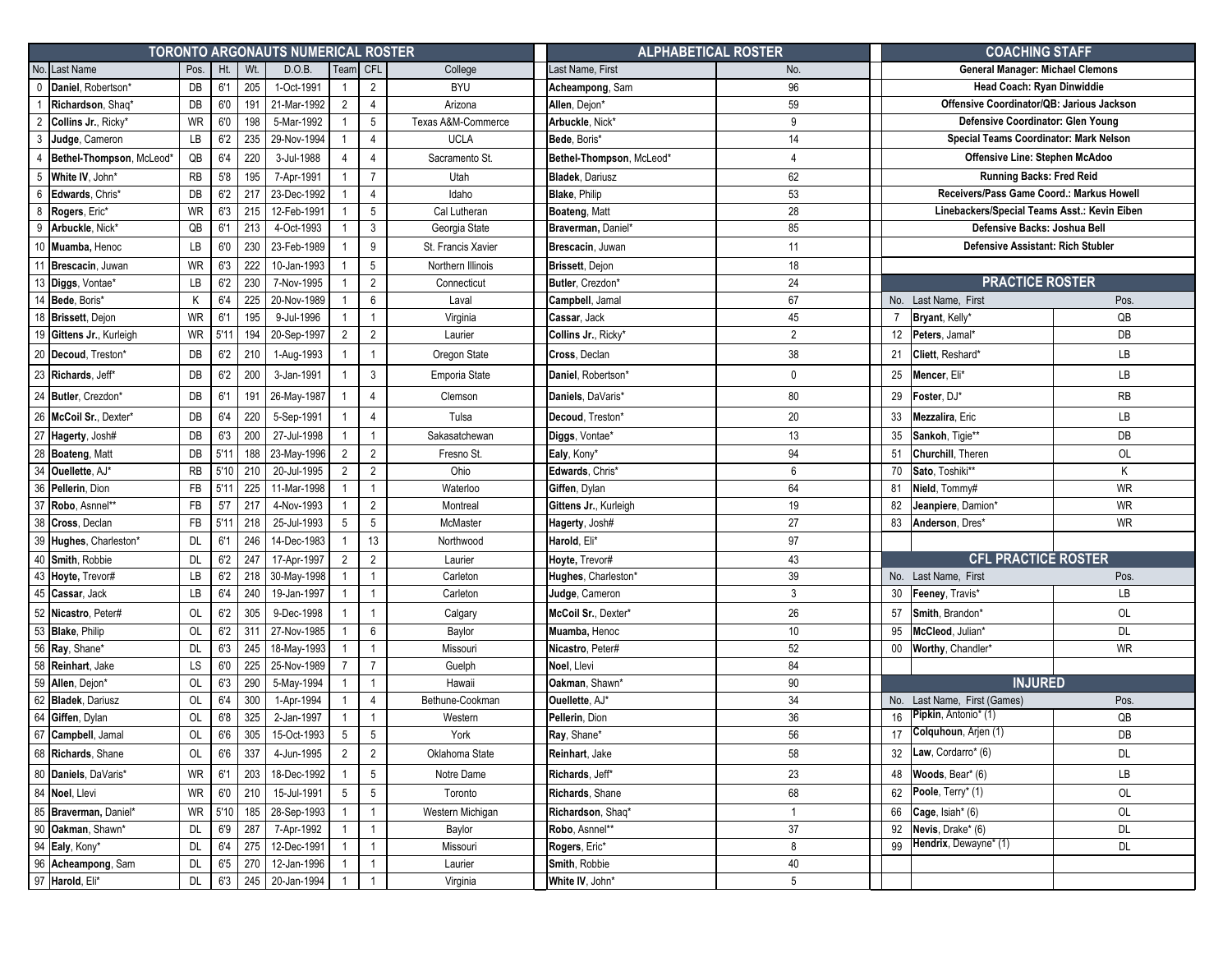## TORONTO ARGONAUTS NUMERICAL ROSTER

| No. | Last Name | Pos. | Ht. | Wt. | D.O.B. | Team | CFL | College |
|---|---|---|---|---|---|---|---|---|
| 0 | **Daniel**, Robertson* | DB | 6'1 | 205 | 1-Oct-1991 | 1 | 2 | BYU |
| 1 | **Richardson**, Shaq* | DB | 6'0 | 191 | 21-Mar-1992 | 2 | 4 | Arizona |
| 2 | **Collins Jr.**, Ricky* | WR | 6'0 | 198 | 5-Mar-1992 | 1 | 5 | Texas A&M-Commerce |
| 3 | **Judge**, Cameron | LB | 6'2 | 235 | 29-Nov-1994 | 1 | 4 | UCLA |
| 4 | **Bethel-Thompson**, McLeod* | QB | 6'4 | 220 | 3-Jul-1988 | 4 | 4 | Sacramento St. |
| 5 | **White IV**, John* | RB | 5'8 | 195 | 7-Apr-1991 | 1 | 7 | Utah |
| 6 | **Edwards**, Chris* | DB | 6'2 | 217 | 23-Dec-1992 | 1 | 4 | Idaho |
| 8 | **Rogers**, Eric* | WR | 6'3 | 215 | 12-Feb-1991 | 1 | 5 | Cal Lutheran |
| 9 | **Arbuckle**, Nick* | QB | 6'1 | 213 | 4-Oct-1993 | 1 | 3 | Georgia State |
| 10 | **Muamba**, Henoc | LB | 6'0 | 230 | 23-Feb-1989 | 1 | 9 | St. Francis Xavier |
| 11 | **Brescacin**, Juwan | WR | 6'3 | 222 | 10-Jan-1993 | 1 | 5 | Northern Illinois |
| 13 | **Diggs**, Vontae* | LB | 6'2 | 230 | 7-Nov-1995 | 1 | 2 | Connecticut |
| 14 | **Bede**, Boris* | K | 6'4 | 225 | 20-Nov-1989 | 1 | 6 | Laval |
| 18 | **Brissett**, Dejon | WR | 6'1 | 195 | 9-Jul-1996 | 1 | 1 | Virginia |
| 19 | **Gittens Jr.**, Kurleigh | WR | 5'11 | 194 | 20-Sep-1997 | 2 | 2 | Laurier |
| 20 | **Decoud**, Treston* | DB | 6'2 | 210 | 1-Aug-1993 | 1 | 1 | Oregon State |
| 23 | **Richards**, Jeff* | DB | 6'2 | 200 | 3-Jan-1991 | 1 | 3 | Emporia State |
| 24 | **Butler**, Crezdon* | DB | 6'1 | 191 | 26-May-1987 | 1 | 4 | Clemson |
| 26 | **McCoil Sr.**, Dexter* | DB | 6'4 | 220 | 5-Sep-1991 | 1 | 4 | Tulsa |
| 27 | **Hagerty**, Josh# | DB | 6'3 | 200 | 27-Jul-1998 | 1 | 1 | Sakasatchewan |
| 28 | **Boateng**, Matt | DB | 5'11 | 188 | 23-May-1996 | 2 | 2 | Fresno St. |
| 34 | **Ouellette**, AJ* | RB | 5'10 | 210 | 20-Jul-1995 | 2 | 2 | Ohio |
| 36 | **Pellerin**, Dion | FB | 5'11 | 225 | 11-Mar-1998 | 1 | 1 | Waterloo |
| 37 | **Robo**, Asnnel** | FB | 5'7 | 217 | 4-Nov-1993 | 1 | 2 | Montreal |
| 38 | **Cross**, Declan | FB | 5'11 | 218 | 25-Jul-1993 | 5 | 5 | McMaster |
| 39 | **Hughes**, Charleston* | DL | 6'1 | 246 | 14-Dec-1983 | 1 | 13 | Northwood |
| 40 | **Smith**, Robbie | DL | 6'2 | 247 | 17-Apr-1997 | 2 | 2 | Laurier |
| 43 | **Hoyte**, Trevor# | LB | 6'2 | 218 | 30-May-1998 | 1 | 1 | Carleton |
| 45 | **Cassar**, Jack | LB | 6'4 | 240 | 19-Jan-1997 | 1 | 1 | Carleton |
| 52 | **Nicastro**, Peter# | OL | 6'2 | 305 | 9-Dec-1998 | 1 | 1 | Calgary |
| 53 | **Blake**, Philip | OL | 6'2 | 311 | 27-Nov-1985 | 1 | 6 | Baylor |
| 56 | **Ray**, Shane* | DL | 6'3 | 245 | 18-May-1993 | 1 | 1 | Missouri |
| 58 | **Reinhart**, Jake | LS | 6'0 | 225 | 25-Nov-1989 | 7 | 7 | Guelph |
| 59 | **Allen**, Dejon* | OL | 6'3 | 290 | 5-May-1994 | 1 | 1 | Hawaii |
| 62 | **Bladek**, Dariusz | OL | 6'4 | 300 | 1-Apr-1994 | 1 | 4 | Bethune-Cookman |
| 64 | **Giffen**, Dylan | OL | 6'8 | 325 | 2-Jan-1997 | 1 | 1 | Western |
| 67 | **Campbell**, Jamal | OL | 6'6 | 305 | 15-Oct-1993 | 5 | 5 | York |
| 68 | **Richards**, Shane | OL | 6'6 | 337 | 4-Jun-1995 | 2 | 2 | Oklahoma State |
| 80 | **Daniels**, DaVaris* | WR | 6'1 | 203 | 18-Dec-1992 | 1 | 5 | Notre Dame |
| 84 | **Noel**, Llevi | WR | 6'0 | 210 | 15-Jul-1991 | 5 | 5 | Toronto |
| 85 | **Braverman**, Daniel* | WR | 5'10 | 185 | 28-Sep-1993 | 1 | 1 | Western Michigan |
| 90 | **Oakman**, Shawn* | DL | 6'9 | 287 | 7-Apr-1992 | 1 | 1 | Baylor |
| 94 | **Ealy**, Kony* | DL | 6'4 | 275 | 12-Dec-1991 | 1 | 1 | Missouri |
| 96 | **Acheampong**, Sam | DL | 6'5 | 270 | 12-Jan-1996 | 1 | 1 | Laurier |
| 97 | **Harold**, Eli* | DL | 6'3 | 245 | 20-Jan-1994 | 1 | 1 | Virginia |

## ALPHABETICAL ROSTER

| Last Name, First | No. |
|---|---|
| **Acheampong**, Sam | 96 |
| **Allen**, Dejon* | 59 |
| **Arbuckle**, Nick* | 9 |
| **Bede**, Boris* | 14 |
| **Bethel-Thompson**, McLeod* | 4 |
| **Bladek**, Dariusz | 62 |
| **Blake**, Philip | 53 |
| **Boateng**, Matt | 28 |
| **Braverman**, Daniel* | 85 |
| **Brescacin**, Juwan | 11 |
| **Brissett**, Dejon | 18 |
| **Butler**, Crezdon* | 24 |
| **Campbell**, Jamal | 67 |
| **Cassar**, Jack | 45 |
| **Collins Jr.**, Ricky* | 2 |
| **Cross**, Declan | 38 |
| **Daniel**, Robertson* | 0 |
| **Daniels**, DaVaris* | 80 |
| **Decoud**, Treston* | 20 |
| **Diggs**, Vontae* | 13 |
| **Ealy**, Kony* | 94 |
| **Edwards**, Chris* | 6 |
| **Giffen**, Dylan | 64 |
| **Gittens Jr.**, Kurleigh | 19 |
| **Hagerty**, Josh# | 27 |
| **Harold**, Eli* | 97 |
| **Hoyte**, Trevor# | 43 |
| **Hughes**, Charleston* | 39 |
| **Judge**, Cameron | 3 |
| **McCoil Sr.**, Dexter* | 26 |
| **Muamba**, Henoc | 10 |
| **Nicastro**, Peter# | 52 |
| **Noel**, Llevi | 84 |
| **Oakman**, Shawn* | 90 |
| **Ouellette**, AJ* | 34 |
| **Pellerin**, Dion | 36 |
| **Ray**, Shane* | 56 |
| **Reinhart**, Jake | 58 |
| **Richards**, Jeff* | 23 |
| **Richards**, Shane | 68 |
| **Richardson**, Shaq* | 1 |
| **Robo**, Asnnel** | 37 |
| **Rogers**, Eric* | 8 |
| **Smith**, Robbie | 40 |
| **White IV**, John* | 5 |

## COACHING STAFF

**General Manager: Michael Clemons**
**Head Coach: Ryan Dinwiddie**
**Offensive Coordinator/QB: Jarious Jackson**
**Defensive Coordinator: Glen Young**
**Special Teams Coordinator: Mark Nelson**
**Offensive Line: Stephen McAdoo**
**Running Backs: Fred Reid**
**Receivers/Pass Game Coord.: Markus Howell**
**Linebackers/Special Teams Asst.: Kevin Eiben**
**Defensive Backs: Joshua Bell**
**Defensive Assistant: Rich Stubler**

## PRACTICE ROSTER

| No. | Last Name, First | Pos. |
|---|---|---|
| 7 | **Bryant**, Kelly* | QB |
| 12 | **Peters**, Jamal* | DB |
| 21 | **Cliett**, Reshard* | LB |
| 25 | **Mencer**, Eli* | LB |
| 29 | **Foster**, DJ* | RB |
| 33 | **Mezzalira**, Eric | LB |
| 35 | **Sankoh**, Tigie** | DB |
| 51 | **Churchill**, Theren | OL |
| 70 | **Sato**, Toshiki** | K |
| 81 | **Nield**, Tommy# | WR |
| 82 | **Jeanpiere**, Damion* | WR |
| 83 | **Anderson**, Dres* | WR |

## CFL PRACTICE ROSTER

| No. | Last Name, First | Pos. |
|---|---|---|
| 30 | **Feeney**, Travis* | LB |
| 57 | **Smith**, Brandon* | OL |
| 95 | **McCleod**, Julian* | DL |
| 00 | **Worthy**, Chandler* | WR |

## INJURED

| No. | Last Name, First (Games) | Pos. |
|---|---|---|
| 16 | **Pipkin**, Antonio* (1) | QB |
| 17 | **Colquhoun**, Arjen (1) | DB |
| 32 | **Law**, Cordarro* (6) | DL |
| 48 | **Woods**, Bear* (6) | LB |
| 62 | **Poole**, Terry* (1) | OL |
| 66 | **Cage**, Isiah* (6) | OL |
| 92 | **Nevis**, Drake* (6) | DL |
| 99 | **Hendrix**, Dewayne* (1) | DL |